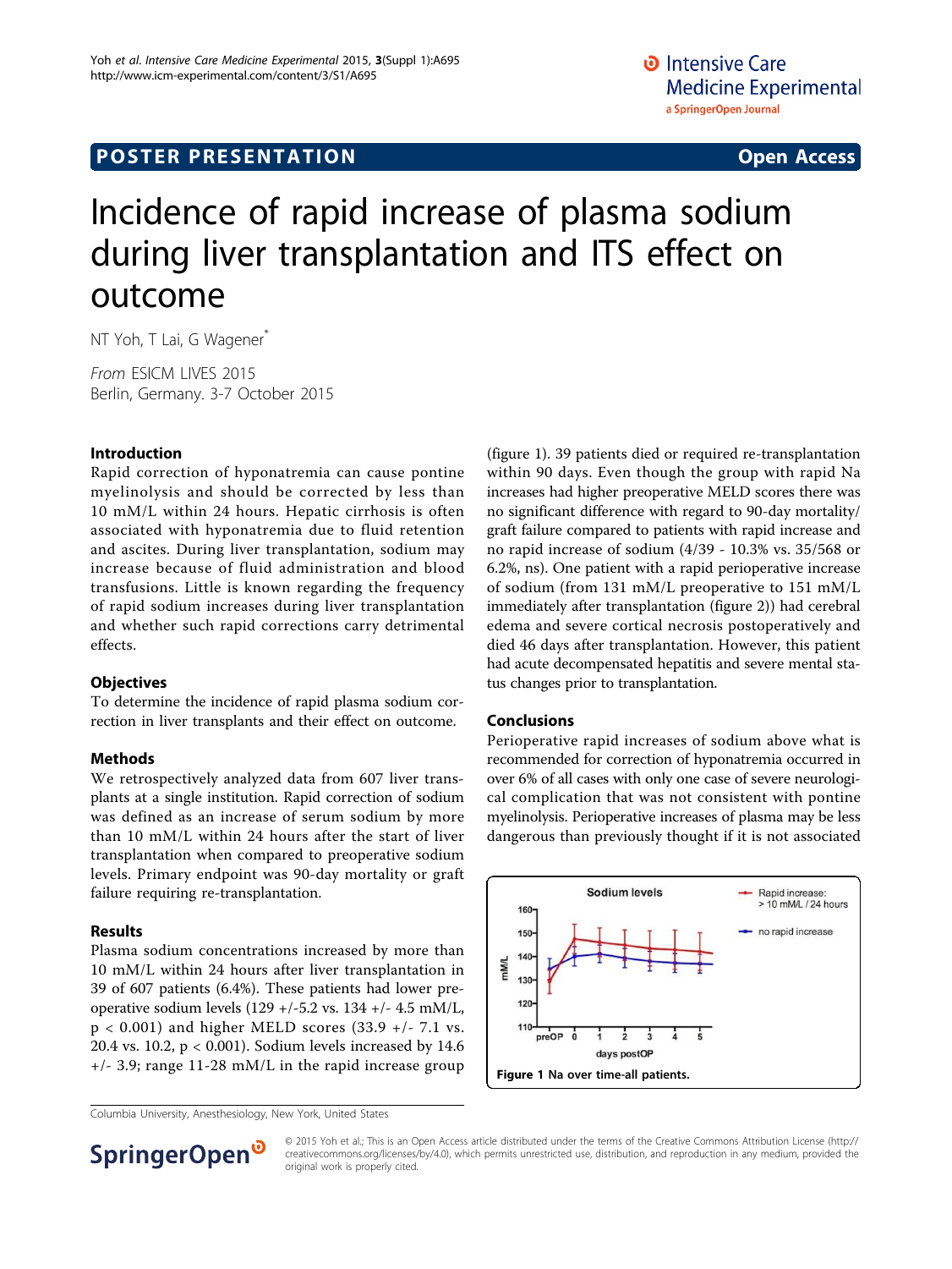POSTER PRESENTATION

Open Access

# Incidence of rapid increase of plasma sodium during liver transplantation and ITS effect on outcome

NT Yoh, T Lai, G Wagener*

*From* ESICM LIVES 2015
Berlin, Germany. 3-7 October 2015

## Introduction

Rapid correction of hyponatremia can cause pontine myelinolysis and should be corrected by less than 10 mM/L within 24 hours. Hepatic cirrhosis is often associated with hyponatremia due to fluid retention and ascites. During liver transplantation, sodium may increase because of fluid administration and blood transfusions. Little is known regarding the frequency of rapid sodium increases during liver transplantation and whether such rapid corrections carry detrimental effects.

## Objectives

To determine the incidence of rapid plasma sodium correction in liver transplants and their effect on outcome.

## Methods

We retrospectively analyzed data from 607 liver transplants at a single institution. Rapid correction of sodium was defined as an increase of serum sodium by more than 10 mM/L within 24 hours after the start of liver transplantation when compared to preoperative sodium levels. Primary endpoint was 90-day mortality or graft failure requiring re-transplantation.

## Results

Plasma sodium concentrations increased by more than 10 mM/L within 24 hours after liver transplantation in 39 of 607 patients (6.4%). These patients had lower preoperative sodium levels (129 +/-5.2 vs. 134 +/- 4.5 mM/L, $p < 0.001$) and higher MELD scores (33.9 +/- 7.1 vs. 20.4 vs. 10.2, $p < 0.001$). Sodium levels increased by 14.6 +/- 3.9; range 11-28 mM/L in the rapid increase group (figure 1). 39 patients died or required re-transplantation within 90 days. Even though the group with rapid Na increases had higher preoperative MELD scores there was no significant difference with regard to 90-day mortality/graft failure compared to patients with rapid increase and no rapid increase of sodium (4/39 - 10.3% vs. 35/568 or 6.2%, ns). One patient with a rapid perioperative increase of sodium (from 131 mM/L preoperative to 151 mM/L immediately after transplantation (figure 2)) had cerebral edema and severe cortical necrosis postoperatively and died 46 days after transplantation. However, this patient had acute decompensated hepatitis and severe mental status changes prior to transplantation.

## Conclusions

Perioperative rapid increases of sodium above what is recommended for correction of hyponatremia occurred in over 6% of all cases with only one case of severe neurological complication that was not consistent with pontine myelinolysis. Perioperative increases of plasma may be less dangerous than previously thought if it is not associated

**Figure 1** Na over time-all patients.

Columbia University, Anesthesiology, New York, United States

© 2015 Yoh et al.; This is an Open Access article distributed under the terms of the Creative Commons Attribution License (http://creativecommons.org/licenses/by/4.0), which permits unrestricted use, distribution, and reproduction in any medium, provided the original work is properly cited.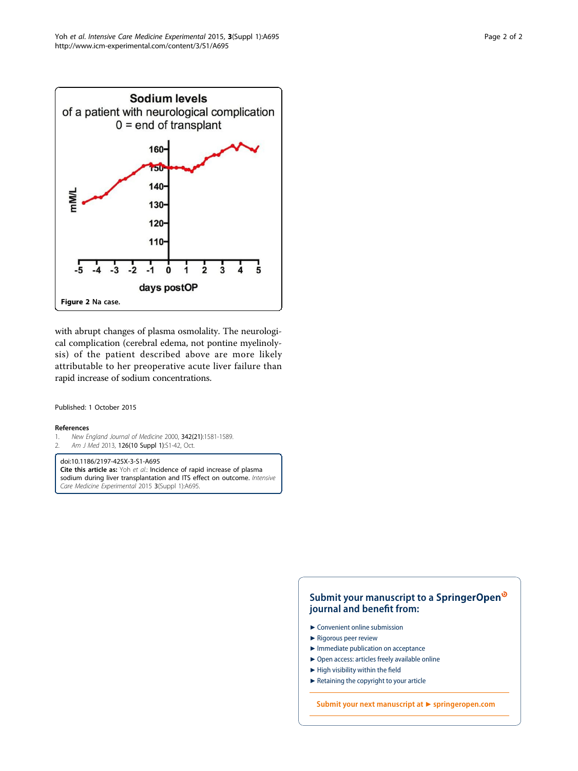Sodium levels
of a patient with neurological complication
0 = end of transplant

mM/L

160
150
140
130
120
110

-5 -4 -3 -2 -1 0 1 2 3 4 5

days postOP

**Figure 2** Na case.

with abrupt changes of plasma osmolality. The neurological complication (cerebral edema, not pontine myelinolysis) of the patient described above are more likely attributable to her preoperative acute liver failure than rapid increase of sodium concentrations.

Published: 1 October 2015

**References**

1. *New England Journal of Medicine* 2000, **342(21)**:1581-1589.
2. *Am J Med* 2013, **126(10 Suppl 1)**:S1-42, Oct.

doi:10.1186/2197-425X-3-S1-A695
**Cite this article as:** Yoh *et al.*: Incidence of rapid increase of plasma sodium during liver transplantation and ITS effect on outcome. *Intensive Care Medicine Experimental* 2015 **3**(Suppl 1):A695.

**Submit your manuscript to a SpringerOpen journal and benefit from:**

- ► Convenient online submission
- ► Rigorous peer review
- ► Immediate publication on acceptance
- ► Open access: articles freely available online
- ► High visibility within the field
- ► Retaining the copyright to your article

**Submit your next manuscript at ► springeropen.com**